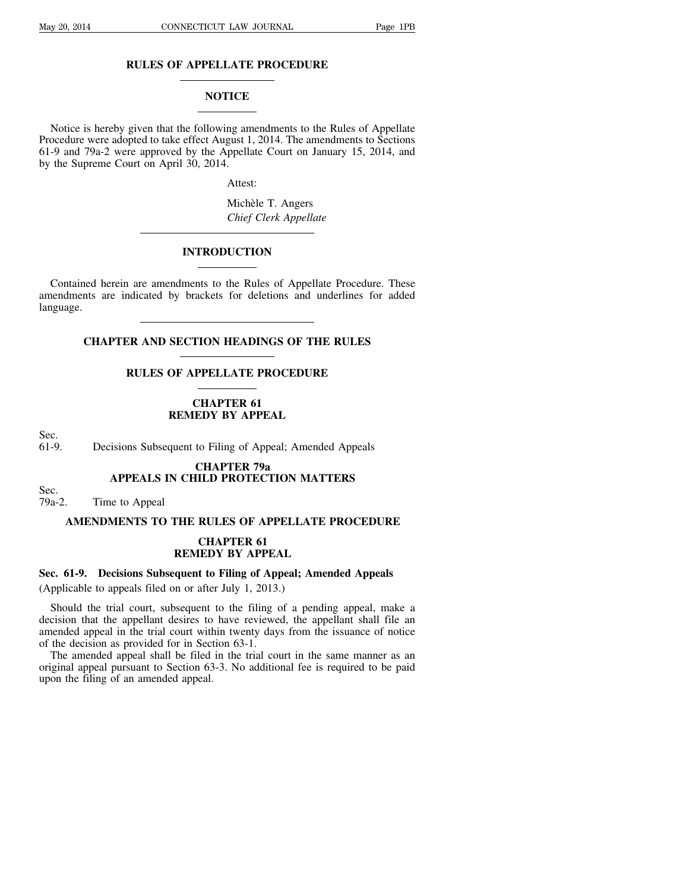# RULES OF APPELLATE PROCEDURE

## NOTICE

Notice is hereby given that the following amendments to the Rules of Appellate Procedure were adopted to take effect August 1, 2014. The amendments to Sections 61-9 and 79a-2 were approved by the Appellate Court on January 15, 2014, and by the Supreme Court on April 30, 2014.

Attest:

Michèle T. Angers
*Chief Clerk Appellate*

## INTRODUCTION

Contained herein are amendments to the Rules of Appellate Procedure. These amendments are indicated by brackets for deletions and underlines for added language.

## CHAPTER AND SECTION HEADINGS OF THE RULES

## RULES OF APPELLATE PROCEDURE

### CHAPTER 61
### REMEDY BY APPEAL

Sec.
61-9. Decisions Subsequent to Filing of Appeal; Amended Appeals

### CHAPTER 79a
### APPEALS IN CHILD PROTECTION MATTERS

Sec.
79a-2. Time to Appeal

## AMENDMENTS TO THE RULES OF APPELLATE PROCEDURE

### CHAPTER 61
### REMEDY BY APPEAL

**Sec. 61-9. Decisions Subsequent to Filing of Appeal; Amended Appeals**

(Applicable to appeals filed on or after July 1, 2013.)

Should the trial court, subsequent to the filing of a pending appeal, make a decision that the appellant desires to have reviewed, the appellant shall file an amended appeal in the trial court within twenty days from the issuance of notice of the decision as provided for in Section 63-1.

The amended appeal shall be filed in the trial court in the same manner as an original appeal pursuant to Section 63-3. No additional fee is required to be paid upon the filing of an amended appeal.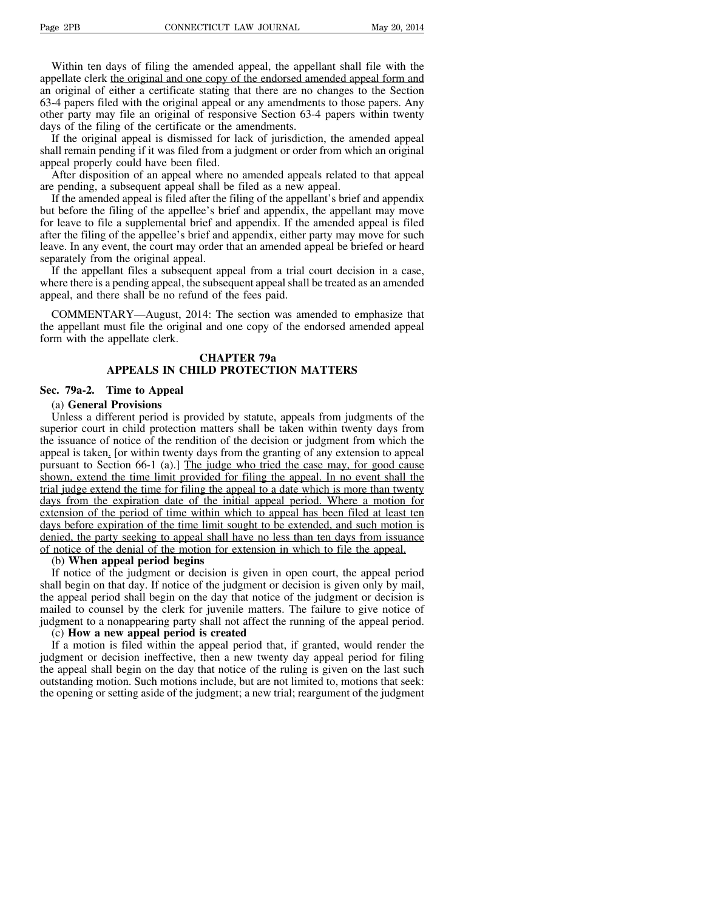Within ten days of filing the amended appeal, the appellant shall file with the appellate clerk the original and one copy of the endorsed amended appeal form and an original of either a certificate stating that there are no changes to the Section 63-4 papers filed with the original appeal or any amendments to those papers. Any other party may file an original of responsive Section 63-4 papers within twenty days of the filing of the certificate or the amendments.

If the original appeal is dismissed for lack of jurisdiction, the amended appeal shall remain pending if it was filed from a judgment or order from which an original appeal properly could have been filed.

After disposition of an appeal where no amended appeals related to that appeal are pending, a subsequent appeal shall be filed as a new appeal.

If the amended appeal is filed after the filing of the appellant's brief and appendix but before the filing of the appellee's brief and appendix, the appellant may move for leave to file a supplemental brief and appendix. If the amended appeal is filed after the filing of the appellee's brief and appendix, either party may move for such leave. In any event, the court may order that an amended appeal be briefed or heard separately from the original appeal.

If the appellant files a subsequent appeal from a trial court decision in a case, where there is a pending appeal, the subsequent appeal shall be treated as an amended appeal, and there shall be no refund of the fees paid.

COMMENTARY—August, 2014: The section was amended to emphasize that the appellant must file the original and one copy of the endorsed amended appeal form with the appellate clerk.

## CHAPTER 79a
## APPEALS IN CHILD PROTECTION MATTERS

### Sec. 79a-2. Time to Appeal

(a) **General Provisions**

Unless a different period is provided by statute, appeals from judgments of the superior court in child protection matters shall be taken within twenty days from the issuance of notice of the rendition of the decision or judgment from which the appeal is taken. [or within twenty days from the granting of any extension to appeal pursuant to Section 66-1 (a).] The judge who tried the case may, for good cause shown, extend the time limit provided for filing the appeal. In no event shall the trial judge extend the time for filing the appeal to a date which is more than twenty days from the expiration date of the initial appeal period. Where a motion for extension of the period of time within which to appeal has been filed at least ten days before expiration of the time limit sought to be extended, and such motion is denied, the party seeking to appeal shall have no less than ten days from issuance of notice of the denial of the motion for extension in which to file the appeal.

(b) **When appeal period begins**

If notice of the judgment or decision is given in open court, the appeal period shall begin on that day. If notice of the judgment or decision is given only by mail, the appeal period shall begin on the day that notice of the judgment or decision is mailed to counsel by the clerk for juvenile matters. The failure to give notice of judgment to a nonappearing party shall not affect the running of the appeal period.

(c) **How a new appeal period is created**

If a motion is filed within the appeal period that, if granted, would render the judgment or decision ineffective, then a new twenty day appeal period for filing the appeal shall begin on the day that notice of the ruling is given on the last such outstanding motion. Such motions include, but are not limited to, motions that seek: the opening or setting aside of the judgment; a new trial; reargument of the judgment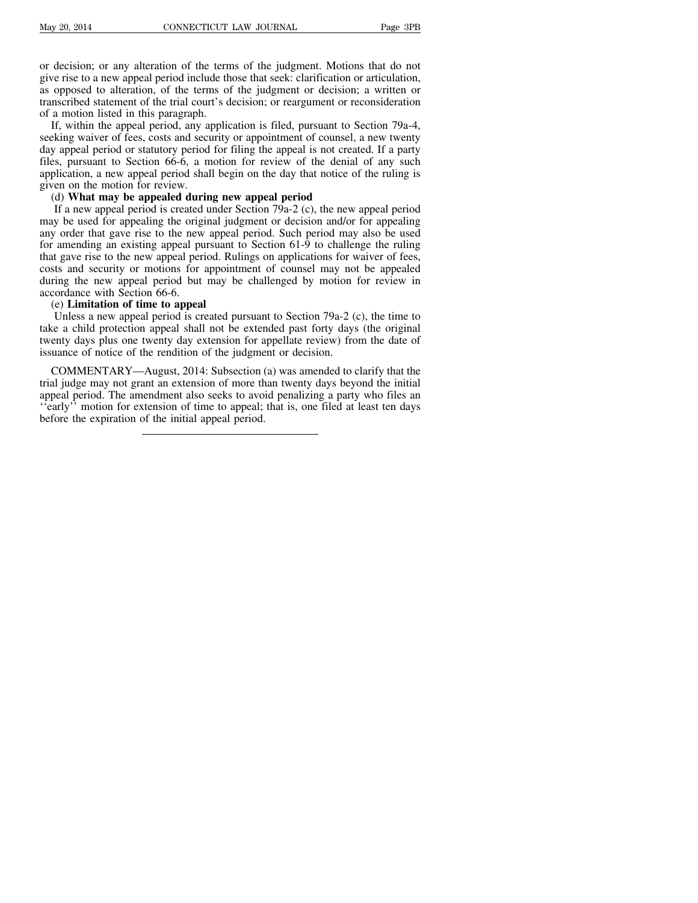or decision; or any alteration of the terms of the judgment. Motions that do not give rise to a new appeal period include those that seek: clarification or articulation, as opposed to alteration, of the terms of the judgment or decision; a written or transcribed statement of the trial court's decision; or reargument or reconsideration of a motion listed in this paragraph.

If, within the appeal period, any application is filed, pursuant to Section 79a-4, seeking waiver of fees, costs and security or appointment of counsel, a new twenty day appeal period or statutory period for filing the appeal is not created. If a party files, pursuant to Section 66-6, a motion for review of the denial of any such application, a new appeal period shall begin on the day that notice of the ruling is given on the motion for review.

(d) **What may be appealed during new appeal period**

If a new appeal period is created under Section 79a-2 (c), the new appeal period may be used for appealing the original judgment or decision and/or for appealing any order that gave rise to the new appeal period. Such period may also be used for amending an existing appeal pursuant to Section 61-9 to challenge the ruling that gave rise to the new appeal period. Rulings on applications for waiver of fees, costs and security or motions for appointment of counsel may not be appealed during the new appeal period but may be challenged by motion for review in accordance with Section 66-6.

(e) **Limitation of time to appeal**

Unless a new appeal period is created pursuant to Section 79a-2 (c), the time to take a child protection appeal shall not be extended past forty days (the original twenty days plus one twenty day extension for appellate review) from the date of issuance of notice of the rendition of the judgment or decision.

COMMENTARY—August, 2014: Subsection (a) was amended to clarify that the trial judge may not grant an extension of more than twenty days beyond the initial appeal period. The amendment also seeks to avoid penalizing a party who files an ''early'' motion for extension of time to appeal; that is, one filed at least ten days before the expiration of the initial appeal period.